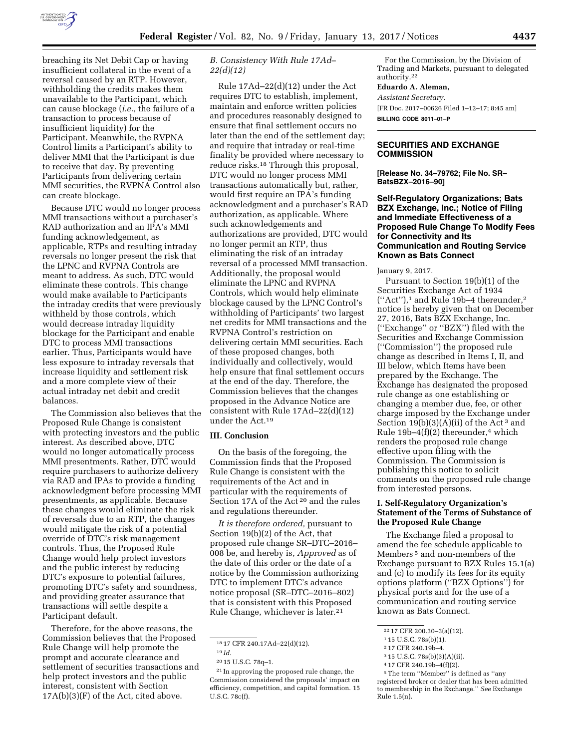breaching its Net Debit Cap or having insufficient collateral in the event of a reversal caused by an RTP. However, withholding the credits makes them unavailable to the Participant, which can cause blockage (*i.e.,* the failure of a transaction to process because of insufficient liquidity) for the Participant. Meanwhile, the RVPNA Control limits a Participant's ability to deliver MMI that the Participant is due to receive that day. By preventing Participants from delivering certain MMI securities, the RVPNA Control also can create blockage.

Because DTC would no longer process MMI transactions without a purchaser's RAD authorization and an IPA's MMI funding acknowledgement, as applicable, RTPs and resulting intraday reversals no longer present the risk that the LPNC and RVPNA Controls are meant to address. As such, DTC would eliminate these controls. This change would make available to Participants the intraday credits that were previously withheld by those controls, which would decrease intraday liquidity blockage for the Participant and enable DTC to process MMI transactions earlier. Thus, Participants would have less exposure to intraday reversals that increase liquidity and settlement risk and a more complete view of their actual intraday net debit and credit balances.

The Commission also believes that the Proposed Rule Change is consistent with protecting investors and the public interest. As described above, DTC would no longer automatically process MMI presentments. Rather, DTC would require purchasers to authorize delivery via RAD and IPAs to provide a funding acknowledgment before processing MMI presentments, as applicable. Because these changes would eliminate the risk of reversals due to an RTP, the changes would mitigate the risk of a potential override of DTC's risk management controls. Thus, the Proposed Rule Change would help protect investors and the public interest by reducing DTC's exposure to potential failures, promoting DTC's safety and soundness, and providing greater assurance that transactions will settle despite a Participant default.

Therefore, for the above reasons, the Commission believes that the Proposed Rule Change will help promote the prompt and accurate clearance and settlement of securities transactions and help protect investors and the public interest, consistent with Section 17A(b)(3)(F) of the Act, cited above.

### *B. Consistency With Rule 17Ad–22(d)(12)*

Rule 17Ad–22(d)(12) under the Act requires DTC to establish, implement, maintain and enforce written policies and procedures reasonably designed to ensure that final settlement occurs no later than the end of the settlement day; and require that intraday or real-time finality be provided where necessary to reduce risks.[18] Through this proposal, DTC would no longer process MMI transactions automatically but, rather, would first require an IPA's funding acknowledgment and a purchaser's RAD authorization, as applicable. Where such acknowledgements and authorizations are provided, DTC would no longer permit an RTP, thus eliminating the risk of an intraday reversal of a processed MMI transaction. Additionally, the proposal would eliminate the LPNC and RVPNA Controls, which would help eliminate blockage caused by the LPNC Control's withholding of Participants' two largest net credits for MMI transactions and the RVPNA Control's restriction on delivering certain MMI securities. Each of these proposed changes, both individually and collectively, would help ensure that final settlement occurs at the end of the day. Therefore, the Commission believes that the changes proposed in the Advance Notice are consistent with Rule 17Ad–22(d)(12) under the Act.[19]

## III. Conclusion

On the basis of the foregoing, the Commission finds that the Proposed Rule Change is consistent with the requirements of the Act and in particular with the requirements of Section 17A of the Act [20] and the rules and regulations thereunder.

*It is therefore ordered,* pursuant to Section 19(b)(2) of the Act, that proposed rule change SR–DTC–2016–008 be, and hereby is, *Approved* as of the date of this order or the date of a notice by the Commission authorizing DTC to implement DTC's advance notice proposal (SR–DTC–2016–802) that is consistent with this Proposed Rule Change, whichever is later.[21]

For the Commission, by the Division of Trading and Markets, pursuant to delegated authority.[22]

**Eduardo A. Aleman,**

*Assistant Secretary.*

[FR Doc. 2017–00626 Filed 1–12–17; 8:45 am]

**BILLING CODE 8011–01–P**

---

[18] 17 CFR 240.17Ad–22(d)(12).

[19] *Id.*

[20] 15 U.S.C. 78q–1.

[21] In approving the proposed rule change, the Commission considered the proposals' impact on efficiency, competition, and capital formation. 15 U.S.C. 78c(f).

[22] 17 CFR 200.30–3(a)(12).

---

## SECURITIES AND EXCHANGE COMMISSION

**[Release No. 34–79762; File No. SR–BatsBZX–2016–90]**

### Self-Regulatory Organizations; Bats BZX Exchange, Inc.; Notice of Filing and Immediate Effectiveness of a Proposed Rule Change To Modify Fees for Connectivity and Its Communication and Routing Service Known as Bats Connect

January 9, 2017.

Pursuant to Section 19(b)(1) of the Securities Exchange Act of 1934 (''Act''),[1] and Rule 19b–4 thereunder,[2] notice is hereby given that on December 27, 2016, Bats BZX Exchange, Inc. (''Exchange'' or ''BZX'') filed with the Securities and Exchange Commission (''Commission'') the proposed rule change as described in Items I, II, and III below, which Items have been prepared by the Exchange. The Exchange has designated the proposed rule change as one establishing or changing a member due, fee, or other charge imposed by the Exchange under Section 19(b)(3)(A)(ii) of the Act [3] and Rule 19b–4(f)(2) thereunder,[4] which renders the proposed rule change effective upon filing with the Commission. The Commission is publishing this notice to solicit comments on the proposed rule change from interested persons.

## I. Self-Regulatory Organization's Statement of the Terms of Substance of the Proposed Rule Change

The Exchange filed a proposal to amend the fee schedule applicable to Members [5] and non-members of the Exchange pursuant to BZX Rules 15.1(a) and (c) to modify its fees for its equity options platform (''BZX Options'') for physical ports and for the use of a communication and routing service known as Bats Connect.

---

[1] 15 U.S.C. 78s(b)(1).

[2] 17 CFR 240.19b–4.

[3] 15 U.S.C. 78s(b)(3)(A)(ii).

[4] 17 CFR 240.19b–4(f)(2).

[5] The term ''Member'' is defined as ''any registered broker or dealer that has been admitted to membership in the Exchange.'' *See* Exchange Rule 1.5(n).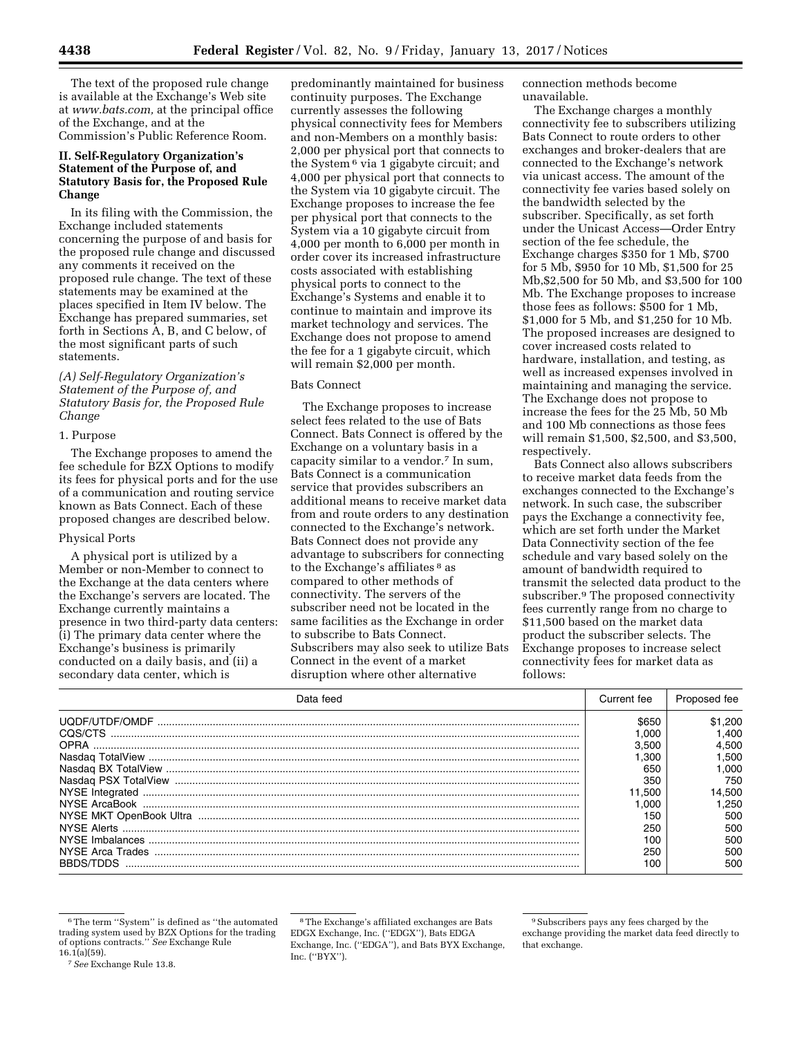The text of the proposed rule change is available at the Exchange's Web site at *www.bats.com,* at the principal office of the Exchange, and at the Commission's Public Reference Room.

## II. Self-Regulatory Organization's Statement of the Purpose of, and Statutory Basis for, the Proposed Rule Change

In its filing with the Commission, the Exchange included statements concerning the purpose of and basis for the proposed rule change and discussed any comments it received on the proposed rule change. The text of these statements may be examined at the places specified in Item IV below. The Exchange has prepared summaries, set forth in Sections A, B, and C below, of the most significant parts of such statements.

### *(A) Self-Regulatory Organization's Statement of the Purpose of, and Statutory Basis for, the Proposed Rule Change*

#### 1. Purpose

The Exchange proposes to amend the fee schedule for BZX Options to modify its fees for physical ports and for the use of a communication and routing service known as Bats Connect. Each of these proposed changes are described below.

#### Physical Ports

A physical port is utilized by a Member or non-Member to connect to the Exchange at the data centers where the Exchange's servers are located. The Exchange currently maintains a presence in two third-party data centers: (i) The primary data center where the Exchange's business is primarily conducted on a daily basis, and (ii) a secondary data center, which is predominantly maintained for business continuity purposes. The Exchange currently assesses the following physical connectivity fees for Members and non-Members on a monthly basis: 2,000 per physical port that connects to the System [6] via 1 gigabyte circuit; and 4,000 per physical port that connects to the System via 10 gigabyte circuit. The Exchange proposes to increase the fee per physical port that connects to the System via a 10 gigabyte circuit from 4,000 per month to 6,000 per month in order cover its increased infrastructure costs associated with establishing physical ports to connect to the Exchange's Systems and enable it to continue to maintain and improve its market technology and services. The Exchange does not propose to amend the fee for a 1 gigabyte circuit, which will remain $2,000 per month.

#### Bats Connect

The Exchange proposes to increase select fees related to the use of Bats Connect. Bats Connect is offered by the Exchange on a voluntary basis in a capacity similar to a vendor.[7] In sum, Bats Connect is a communication service that provides subscribers an additional means to receive market data from and route orders to any destination connected to the Exchange's network. Bats Connect does not provide any advantage to subscribers for connecting to the Exchange's affiliates [8] as compared to other methods of connectivity. The servers of the subscriber need not be located in the same facilities as the Exchange in order to subscribe to Bats Connect. Subscribers may also seek to utilize Bats Connect in the event of a market disruption where other alternative connection methods become unavailable.

The Exchange charges a monthly connectivity fee to subscribers utilizing Bats Connect to route orders to other exchanges and broker-dealers that are connected to the Exchange's network via unicast access. The amount of the connectivity fee varies based solely on the bandwidth selected by the subscriber. Specifically, as set forth under the Unicast Access—Order Entry section of the fee schedule, the Exchange charges $350 for 1 Mb, $700 for 5 Mb, $950 for 10 Mb, $1,500 for 25 Mb,$2,500 for 50 Mb, and $3,500 for 100 Mb. The Exchange proposes to increase those fees as follows: $500 for 1 Mb, $1,000 for 5 Mb, and $1,250 for 10 Mb. The proposed increases are designed to cover increased costs related to hardware, installation, and testing, as well as increased expenses involved in maintaining and managing the service. The Exchange does not propose to increase the fees for the 25 Mb, 50 Mb and 100 Mb connections as those fees will remain $1,500, $2,500, and $3,500, respectively.

Bats Connect also allows subscribers to receive market data feeds from the exchanges connected to the Exchange's network. In such case, the subscriber pays the Exchange a connectivity fee, which are set forth under the Market Data Connectivity section of the fee schedule and vary based solely on the amount of bandwidth required to transmit the selected data product to the subscriber.[9] The proposed connectivity fees currently range from no charge to $11,500 based on the market data product the subscriber selects. The Exchange proposes to increase select connectivity fees for market data as follows:

| Data feed | Current fee | Proposed fee |
|---|---|---|
| UQDF/UTDF/OMDF | $650 | $1,200 |
| CQS/CTS | 1,000 | 1,400 |
| OPRA | 3,500 | 4,500 |
| Nasdaq TotalView | 1,300 | 1,500 |
| Nasdaq BX TotalView | 650 | 1,000 |
| Nasdaq PSX TotalView | 350 | 750 |
| NYSE Integrated | 11,500 | 14,500 |
| NYSE ArcaBook | 1,000 | 1,250 |
| NYSE MKT OpenBook Ultra | 150 | 500 |
| NYSE Alerts | 250 | 500 |
| NYSE Imbalances | 100 | 500 |
| NYSE Arca Trades | 250 | 500 |
| BBDS/TDDS | 100 | 500 |

---

[6] The term "System" is defined as "the automated trading system used by BZX Options for the trading of options contracts." *See* Exchange Rule 16.1(a)(59).

[7] *See* Exchange Rule 13.8.

[8] The Exchange's affiliated exchanges are Bats EDGX Exchange, Inc. ("EDGX"), Bats EDGA Exchange, Inc. ("EDGA"), and Bats BYX Exchange, Inc. ("BYX").

[9] Subscribers pays any fees charged by the exchange providing the market data feed directly to that exchange.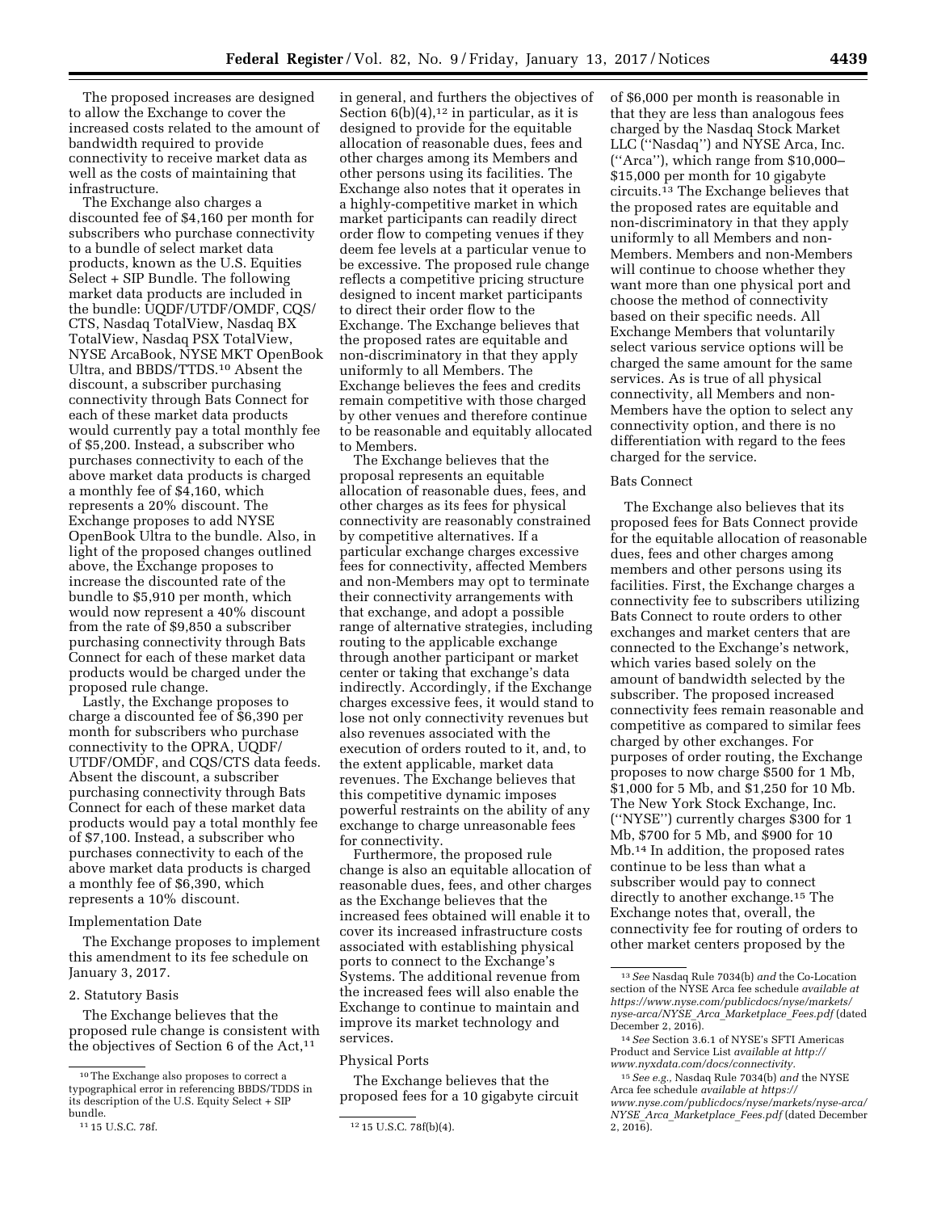The proposed increases are designed to allow the Exchange to cover the increased costs related to the amount of bandwidth required to provide connectivity to receive market data as well as the costs of maintaining that infrastructure.

The Exchange also charges a discounted fee of $4,160 per month for subscribers who purchase connectivity to a bundle of select market data products, known as the U.S. Equities Select + SIP Bundle. The following market data products are included in the bundle: UQDF/UTDF/OMDF, CQS/CTS, Nasdaq TotalView, Nasdaq BX TotalView, Nasdaq PSX TotalView, NYSE ArcaBook, NYSE MKT OpenBook Ultra, and BBDS/TTDS.[10] Absent the discount, a subscriber purchasing connectivity through Bats Connect for each of these market data products would currently pay a total monthly fee of $5,200. Instead, a subscriber who purchases connectivity to each of the above market data products is charged a monthly fee of $4,160, which represents a 20% discount. The Exchange proposes to add NYSE OpenBook Ultra to the bundle. Also, in light of the proposed changes outlined above, the Exchange proposes to increase the discounted rate of the bundle to $5,910 per month, which would now represent a 40% discount from the rate of $9,850 a subscriber purchasing connectivity through Bats Connect for each of these market data products would be charged under the proposed rule change.

Lastly, the Exchange proposes to charge a discounted fee of $6,390 per month for subscribers who purchase connectivity to the OPRA, UQDF/UTDF/OMDF, and CQS/CTS data feeds. Absent the discount, a subscriber purchasing connectivity through Bats Connect for each of these market data products would pay a total monthly fee of $7,100. Instead, a subscriber who purchases connectivity to each of the above market data products is charged a monthly fee of $6,390, which represents a 10% discount.

Implementation Date

The Exchange proposes to implement this amendment to its fee schedule on January 3, 2017.

2. Statutory Basis

The Exchange believes that the proposed rule change is consistent with the objectives of Section 6 of the Act,[11] in general, and furthers the objectives of Section 6(b)(4),[12] in particular, as it is designed to provide for the equitable allocation of reasonable dues, fees and other charges among its Members and other persons using its facilities. The Exchange also notes that it operates in a highly-competitive market in which market participants can readily direct order flow to competing venues if they deem fee levels at a particular venue to be excessive. The proposed rule change reflects a competitive pricing structure designed to incent market participants to direct their order flow to the Exchange. The Exchange believes that the proposed rates are equitable and non-discriminatory in that they apply uniformly to all Members. The Exchange believes the fees and credits remain competitive with those charged by other venues and therefore continue to be reasonable and equitably allocated to Members.

The Exchange believes that the proposal represents an equitable allocation of reasonable dues, fees, and other charges as its fees for physical connectivity are reasonably constrained by competitive alternatives. If a particular exchange charges excessive fees for connectivity, affected Members and non-Members may opt to terminate their connectivity arrangements with that exchange, and adopt a possible range of alternative strategies, including routing to the applicable exchange through another participant or market center or taking that exchange's data indirectly. Accordingly, if the Exchange charges excessive fees, it would stand to lose not only connectivity revenues but also revenues associated with the execution of orders routed to it, and, to the extent applicable, market data revenues. The Exchange believes that this competitive dynamic imposes powerful restraints on the ability of any exchange to charge unreasonable fees for connectivity.

Furthermore, the proposed rule change is also an equitable allocation of reasonable dues, fees, and other charges as the Exchange believes that the increased fees obtained will enable it to cover its increased infrastructure costs associated with establishing physical ports to connect to the Exchange's Systems. The additional revenue from the increased fees will also enable the Exchange to continue to maintain and improve its market technology and services.

Physical Ports

The Exchange believes that the proposed fees for a 10 gigabyte circuit of $6,000 per month is reasonable in that they are less than analogous fees charged by the Nasdaq Stock Market LLC (''Nasdaq'') and NYSE Arca, Inc. (''Arca''), which range from $10,000–$15,000 per month for 10 gigabyte circuits.[13] The Exchange believes that the proposed rates are equitable and non-discriminatory in that they apply uniformly to all Members and non-Members. Members and non-Members will continue to choose whether they want more than one physical port and choose the method of connectivity based on their specific needs. All Exchange Members that voluntarily select various service options will be charged the same amount for the same services. As is true of all physical connectivity, all Members and non-Members have the option to select any connectivity option, and there is no differentiation with regard to the fees charged for the service.

Bats Connect

The Exchange also believes that its proposed fees for Bats Connect provide for the equitable allocation of reasonable dues, fees and other charges among members and other persons using its facilities. First, the Exchange charges a connectivity fee to subscribers utilizing Bats Connect to route orders to other exchanges and market centers that are connected to the Exchange's network, which varies based solely on the amount of bandwidth selected by the subscriber. The proposed increased connectivity fees remain reasonable and competitive as compared to similar fees charged by other exchanges. For purposes of order routing, the Exchange proposes to now charge $500 for 1 Mb, $1,000 for 5 Mb, and $1,250 for 10 Mb. The New York Stock Exchange, Inc. (''NYSE'') currently charges $300 for 1 Mb, $700 for 5 Mb, and $900 for 10 Mb.[14] In addition, the proposed rates continue to be less than what a subscriber would pay to connect directly to another exchange.[15] The Exchange notes that, overall, the connectivity fee for routing of orders to other market centers proposed by the

---

[10] The Exchange also proposes to correct a typographical error in referencing BBDS/TDDS in its description of the U.S. Equity Select + SIP bundle.

[11] 15 U.S.C. 78f.

[12] 15 U.S.C. 78f(b)(4).

[13] *See* Nasdaq Rule 7034(b) *and* the Co-Location section of the NYSE Arca fee schedule *available at https://www.nyse.com/publicdocs/nyse/markets/nyse-arca/NYSE_Arca_Marketplace_Fees.pdf* (dated December 2, 2016).

[14] *See* Section 3.6.1 of NYSE's SFTI Americas Product and Service List *available at http://www.nyxdata.com/docs/connectivity.*

[15] *See e.g.,* Nasdaq Rule 7034(b) *and* the NYSE Arca fee schedule *available at https://www.nyse.com/publicdocs/nyse/markets/nyse-arca/NYSE_Arca_Marketplace_Fees.pdf* (dated December 2, 2016).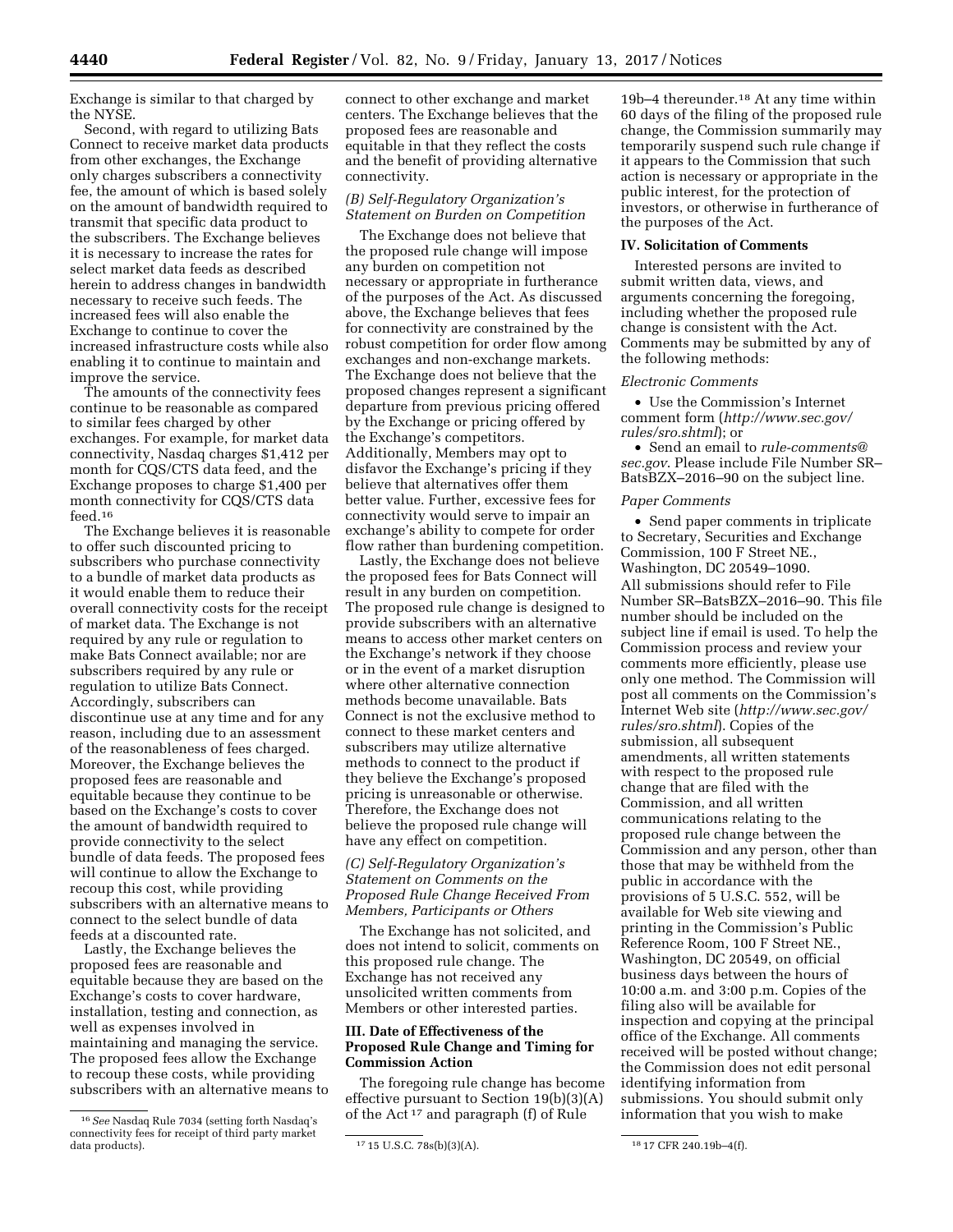Exchange is similar to that charged by the NYSE.

Second, with regard to utilizing Bats Connect to receive market data products from other exchanges, the Exchange only charges subscribers a connectivity fee, the amount of which is based solely on the amount of bandwidth required to transmit that specific data product to the subscribers. The Exchange believes it is necessary to increase the rates for select market data feeds as described herein to address changes in bandwidth necessary to receive such feeds. The increased fees will also enable the Exchange to continue to cover the increased infrastructure costs while also enabling it to continue to maintain and improve the service.

The amounts of the connectivity fees continue to be reasonable as compared to similar fees charged by other exchanges. For example, for market data connectivity, Nasdaq charges $1,412 per month for CQS/CTS data feed, and the Exchange proposes to charge $1,400 per month connectivity for CQS/CTS data feed.[16]

The Exchange believes it is reasonable to offer such discounted pricing to subscribers who purchase connectivity to a bundle of market data products as it would enable them to reduce their overall connectivity costs for the receipt of market data. The Exchange is not required by any rule or regulation to make Bats Connect available; nor are subscribers required by any rule or regulation to utilize Bats Connect. Accordingly, subscribers can discontinue use at any time and for any reason, including due to an assessment of the reasonableness of fees charged. Moreover, the Exchange believes the proposed fees are reasonable and equitable because they continue to be based on the Exchange's costs to cover the amount of bandwidth required to provide connectivity to the select bundle of data feeds. The proposed fees will continue to allow the Exchange to recoup this cost, while providing subscribers with an alternative means to connect to the select bundle of data feeds at a discounted rate.

Lastly, the Exchange believes the proposed fees are reasonable and equitable because they are based on the Exchange's costs to cover hardware, installation, testing and connection, as well as expenses involved in maintaining and managing the service. The proposed fees allow the Exchange to recoup these costs, while providing subscribers with an alternative means to connect to other exchange and market centers. The Exchange believes that the proposed fees are reasonable and equitable in that they reflect the costs and the benefit of providing alternative connectivity.

### *(B) Self-Regulatory Organization's Statement on Burden on Competition*

The Exchange does not believe that the proposed rule change will impose any burden on competition not necessary or appropriate in furtherance of the purposes of the Act. As discussed above, the Exchange believes that fees for connectivity are constrained by the robust competition for order flow among exchanges and non-exchange markets. The Exchange does not believe that the proposed changes represent a significant departure from previous pricing offered by the Exchange or pricing offered by the Exchange's competitors. Additionally, Members may opt to disfavor the Exchange's pricing if they believe that alternatives offer them better value. Further, excessive fees for connectivity would serve to impair an exchange's ability to compete for order flow rather than burdening competition.

Lastly, the Exchange does not believe the proposed fees for Bats Connect will result in any burden on competition. The proposed rule change is designed to provide subscribers with an alternative means to access other market centers on the Exchange's network if they choose or in the event of a market disruption where other alternative connection methods become unavailable. Bats Connect is not the exclusive method to connect to these market centers and subscribers may utilize alternative methods to connect to the product if they believe the Exchange's proposed pricing is unreasonable or otherwise. Therefore, the Exchange does not believe the proposed rule change will have any effect on competition.

### *(C) Self-Regulatory Organization's Statement on Comments on the Proposed Rule Change Received From Members, Participants or Others*

The Exchange has not solicited, and does not intend to solicit, comments on this proposed rule change. The Exchange has not received any unsolicited written comments from Members or other interested parties.

## III. Date of Effectiveness of the Proposed Rule Change and Timing for Commission Action

The foregoing rule change has become effective pursuant to Section 19(b)(3)(A) of the Act[17] and paragraph (f) of Rule 19b–4 thereunder.[18] At any time within 60 days of the filing of the proposed rule change, the Commission summarily may temporarily suspend such rule change if it appears to the Commission that such action is necessary or appropriate in the public interest, for the protection of investors, or otherwise in furtherance of the purposes of the Act.

## IV. Solicitation of Comments

Interested persons are invited to submit written data, views, and arguments concerning the foregoing, including whether the proposed rule change is consistent with the Act. Comments may be submitted by any of the following methods:

*Electronic Comments*

- Use the Commission's Internet comment form (*http://www.sec.gov/rules/sro.shtml*); or
- Send an email to *rule-comments@sec.gov*. Please include File Number SR–BatsBZX–2016–90 on the subject line.

*Paper Comments*

- Send paper comments in triplicate to Secretary, Securities and Exchange Commission, 100 F Street NE., Washington, DC 20549–1090.

All submissions should refer to File Number SR–BatsBZX–2016–90. This file number should be included on the subject line if email is used. To help the Commission process and review your comments more efficiently, please use only one method. The Commission will post all comments on the Commission's Internet Web site (*http://www.sec.gov/rules/sro.shtml*). Copies of the submission, all subsequent amendments, all written statements with respect to the proposed rule change that are filed with the Commission, and all written communications relating to the proposed rule change between the Commission and any person, other than those that may be withheld from the public in accordance with the provisions of 5 U.S.C. 552, will be available for Web site viewing and printing in the Commission's Public Reference Room, 100 F Street NE., Washington, DC 20549, on official business days between the hours of 10:00 a.m. and 3:00 p.m. Copies of the filing also will be available for inspection and copying at the principal office of the Exchange. All comments received will be posted without change; the Commission does not edit personal identifying information from submissions. You should submit only information that you wish to make

---

[16] *See* Nasdaq Rule 7034 (setting forth Nasdaq's connectivity fees for receipt of third party market data products).

[17] 15 U.S.C. 78s(b)(3)(A).

[18] 17 CFR 240.19b–4(f).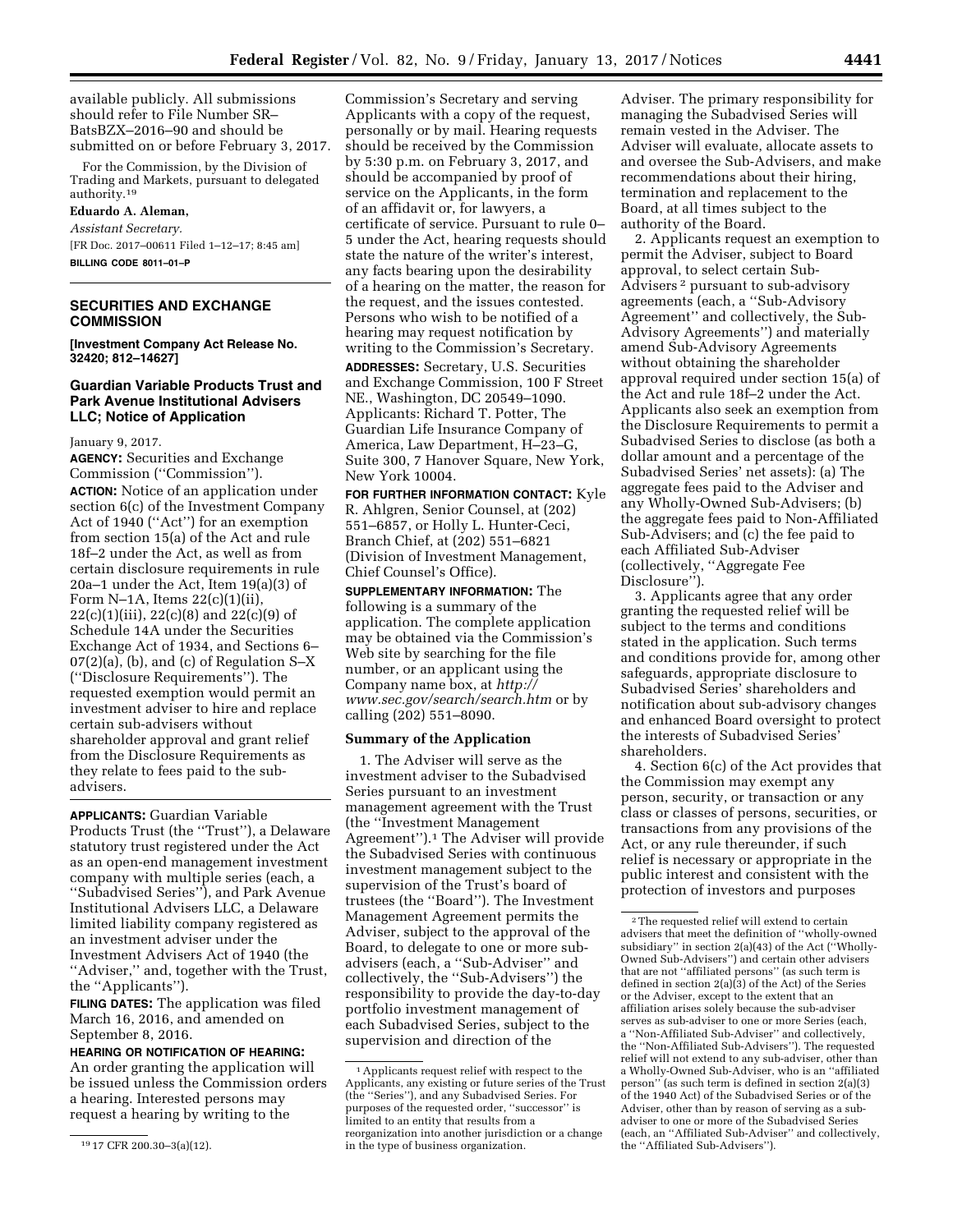available publicly. All submissions should refer to File Number SR–BatsBZX–2016–90 and should be submitted on or before February 3, 2017.

For the Commission, by the Division of Trading and Markets, pursuant to delegated authority.[19]

**Eduardo A. Aleman,**

*Assistant Secretary.*

[FR Doc. 2017–00611 Filed 1–12–17; 8:45 am]

**BILLING CODE 8011–01–P**

---

## SECURITIES AND EXCHANGE COMMISSION

**[Investment Company Act Release No. 32420; 812–14627]**

### Guardian Variable Products Trust and Park Avenue Institutional Advisers LLC; Notice of Application

January 9, 2017.

**AGENCY:** Securities and Exchange Commission (''Commission'').

**ACTION:** Notice of an application under section 6(c) of the Investment Company Act of 1940 (''Act'') for an exemption from section 15(a) of the Act and rule 18f–2 under the Act, as well as from certain disclosure requirements in rule 20a–1 under the Act, Item 19(a)(3) of Form N–1A, Items 22(c)(1)(ii), 22(c)(1)(iii), 22(c)(8) and 22(c)(9) of Schedule 14A under the Securities Exchange Act of 1934, and Sections 6–07(2)(a), (b), and (c) of Regulation S–X (''Disclosure Requirements''). The requested exemption would permit an investment adviser to hire and replace certain sub-advisers without shareholder approval and grant relief from the Disclosure Requirements as they relate to fees paid to the sub-advisers.

**APPLICANTS:** Guardian Variable Products Trust (the ''Trust''), a Delaware statutory trust registered under the Act as an open-end management investment company with multiple series (each, a ''Subadvised Series''), and Park Avenue Institutional Advisers LLC, a Delaware limited liability company registered as an investment adviser under the Investment Advisers Act of 1940 (the ''Adviser,'' and, together with the Trust, the ''Applicants'').

**FILING DATES:** The application was filed March 16, 2016, and amended on September 8, 2016.

**HEARING OR NOTIFICATION OF HEARING:** An order granting the application will be issued unless the Commission orders a hearing. Interested persons may request a hearing by writing to the Commission's Secretary and serving Applicants with a copy of the request, personally or by mail. Hearing requests should be received by the Commission by 5:30 p.m. on February 3, 2017, and should be accompanied by proof of service on the Applicants, in the form of an affidavit or, for lawyers, a certificate of service. Pursuant to rule 0–5 under the Act, hearing requests should state the nature of the writer's interest, any facts bearing upon the desirability of a hearing on the matter, the reason for the request, and the issues contested. Persons who wish to be notified of a hearing may request notification by writing to the Commission's Secretary.

**ADDRESSES:** Secretary, U.S. Securities and Exchange Commission, 100 F Street NE., Washington, DC 20549–1090. Applicants: Richard T. Potter, The Guardian Life Insurance Company of America, Law Department, H–23–G, Suite 300, 7 Hanover Square, New York, New York 10004.

**FOR FURTHER INFORMATION CONTACT:** Kyle R. Ahlgren, Senior Counsel, at (202) 551–6857, or Holly L. Hunter-Ceci, Branch Chief, at (202) 551–6821 (Division of Investment Management, Chief Counsel's Office).

**SUPPLEMENTARY INFORMATION:** The following is a summary of the application. The complete application may be obtained via the Commission's Web site by searching for the file number, or an applicant using the Company name box, at *http://www.sec.gov/search/search.htm* or by calling (202) 551–8090.

### Summary of the Application

1. The Adviser will serve as the investment adviser to the Subadvised Series pursuant to an investment management agreement with the Trust (the ''Investment Management Agreement'').[1] The Adviser will provide the Subadvised Series with continuous investment management subject to the supervision of the Trust's board of trustees (the ''Board''). The Investment Management Agreement permits the Adviser, subject to the approval of the Board, to delegate to one or more sub-advisers (each, a ''Sub-Adviser'' and collectively, the ''Sub-Advisers'') the responsibility to provide the day-to-day portfolio investment management of each Subadvised Series, subject to the supervision and direction of the Adviser. The primary responsibility for managing the Subadvised Series will remain vested in the Adviser. The Adviser will evaluate, allocate assets to and oversee the Sub-Advisers, and make recommendations about their hiring, termination and replacement to the Board, at all times subject to the authority of the Board.

2. Applicants request an exemption to permit the Adviser, subject to Board approval, to select certain Sub-Advisers[2] pursuant to sub-advisory agreements (each, a ''Sub-Advisory Agreement'' and collectively, the Sub-Advisory Agreements'') and materially amend Sub-Advisory Agreements without obtaining the shareholder approval required under section 15(a) of the Act and rule 18f–2 under the Act. Applicants also seek an exemption from the Disclosure Requirements to permit a Subadvised Series to disclose (as both a dollar amount and a percentage of the Subadvised Series' net assets): (a) The aggregate fees paid to the Adviser and any Wholly-Owned Sub-Advisers; (b) the aggregate fees paid to Non-Affiliated Sub-Advisers; and (c) the fee paid to each Affiliated Sub-Adviser (collectively, ''Aggregate Fee Disclosure'').

3. Applicants agree that any order granting the requested relief will be subject to the terms and conditions stated in the application. Such terms and conditions provide for, among other safeguards, appropriate disclosure to Subadvised Series' shareholders and notification about sub-advisory changes and enhanced Board oversight to protect the interests of Subadvised Series' shareholders.

4. Section 6(c) of the Act provides that the Commission may exempt any person, security, or transaction or any class or classes of persons, securities, or transactions from any provisions of the Act, or any rule thereunder, if such relief is necessary or appropriate in the public interest and consistent with the protection of investors and purposes

---

[19] 17 CFR 200.30–3(a)(12).

[1] Applicants request relief with respect to the Applicants, any existing or future series of the Trust (the ''Series''), and any Subadvised Series. For purposes of the requested order, ''successor'' is limited to an entity that results from a reorganization into another jurisdiction or a change in the type of business organization.

[2] The requested relief will extend to certain advisers that meet the definition of ''wholly-owned subsidiary'' in section 2(a)(43) of the Act (''Wholly-Owned Sub-Advisers'') and certain other advisers that are not ''affiliated persons'' (as such term is defined in section 2(a)(3) of the Act) of the Series or the Adviser, except to the extent that an affiliation arises solely because the sub-adviser serves as sub-adviser to one or more Series (each, a ''Non-Affiliated Sub-Adviser'' and collectively, the ''Non-Affiliated Sub-Advisers''). The requested relief will not extend to any sub-adviser, other than a Wholly-Owned Sub-Adviser, who is an ''affiliated person'' (as such term is defined in section 2(a)(3) of the 1940 Act) of the Subadvised Series or of the Adviser, other than by reason of serving as a sub-adviser to one or more of the Subadvised Series (each, an ''Affiliated Sub-Adviser'' and collectively, the ''Affiliated Sub-Advisers'').